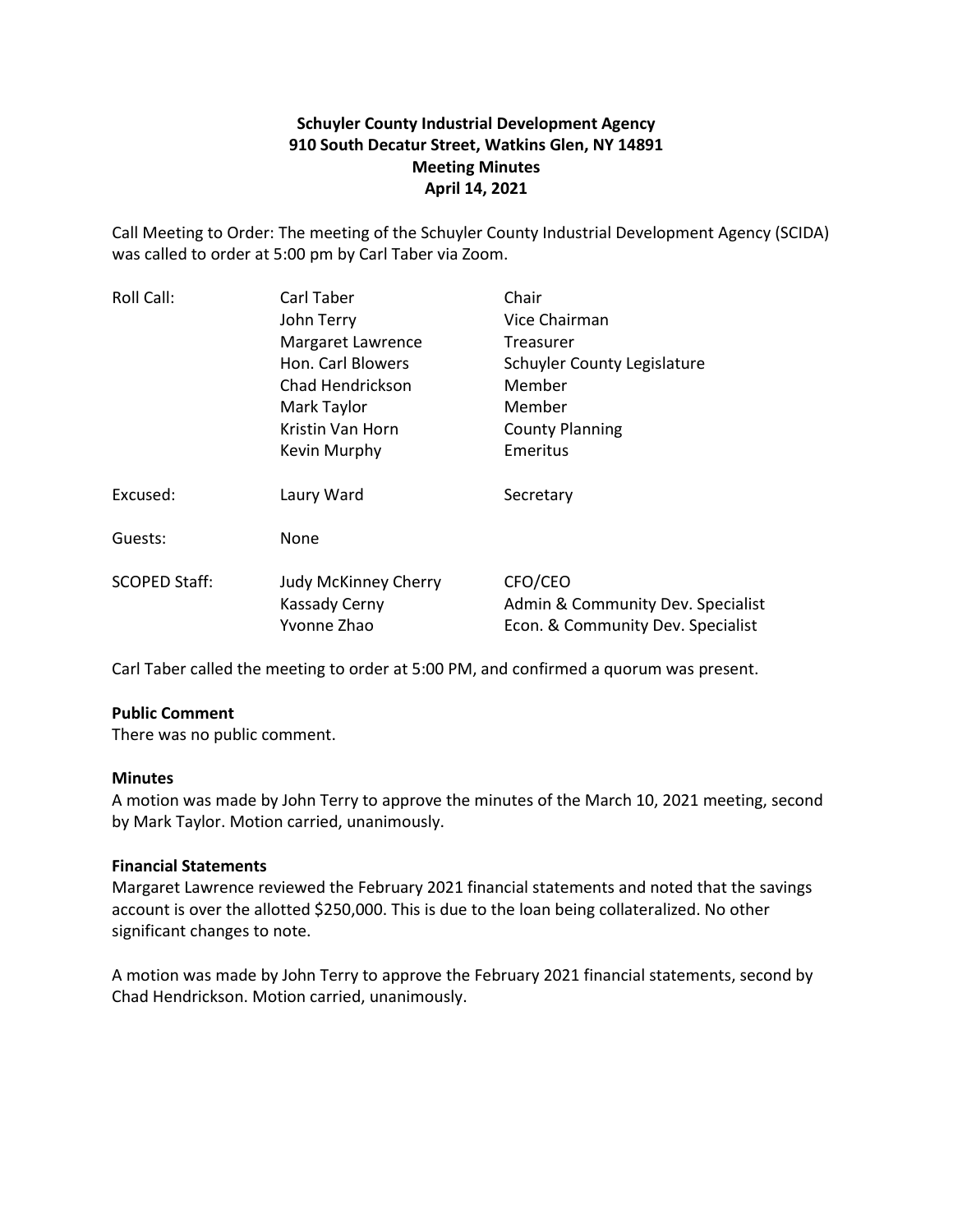**Schuyler County Industrial Development Agency**
**910 South Decatur Street, Watkins Glen, NY 14891**
**Meeting Minutes**
**April 14, 2021**

Call Meeting to Order: The meeting of the Schuyler County Industrial Development Agency (SCIDA) was called to order at 5:00 pm by Carl Taber via Zoom.

| | | |
|---|---|---|
| Roll Call: | Carl Taber | Chair |
| | John Terry | Vice Chairman |
| | Margaret Lawrence | Treasurer |
| | Hon. Carl Blowers | Schuyler County Legislature |
| | Chad Hendrickson | Member |
| | Mark Taylor | Member |
| | Kristin Van Horn | County Planning |
| | Kevin Murphy | Emeritus |
| Excused: | Laury Ward | Secretary |
| Guests: | None | |
| SCOPED Staff: | Judy McKinney Cherry | CFO/CEO |
| | Kassady Cerny | Admin & Community Dev. Specialist |
| | Yvonne Zhao | Econ. & Community Dev. Specialist |

Carl Taber called the meeting to order at 5:00 PM, and confirmed a quorum was present.

**Public Comment**
There was no public comment.

**Minutes**
A motion was made by John Terry to approve the minutes of the March 10, 2021 meeting, second by Mark Taylor. Motion carried, unanimously.

**Financial Statements**
Margaret Lawrence reviewed the February 2021 financial statements and noted that the savings account is over the allotted $250,000. This is due to the loan being collateralized. No other significant changes to note.

A motion was made by John Terry to approve the February 2021 financial statements, second by Chad Hendrickson. Motion carried, unanimously.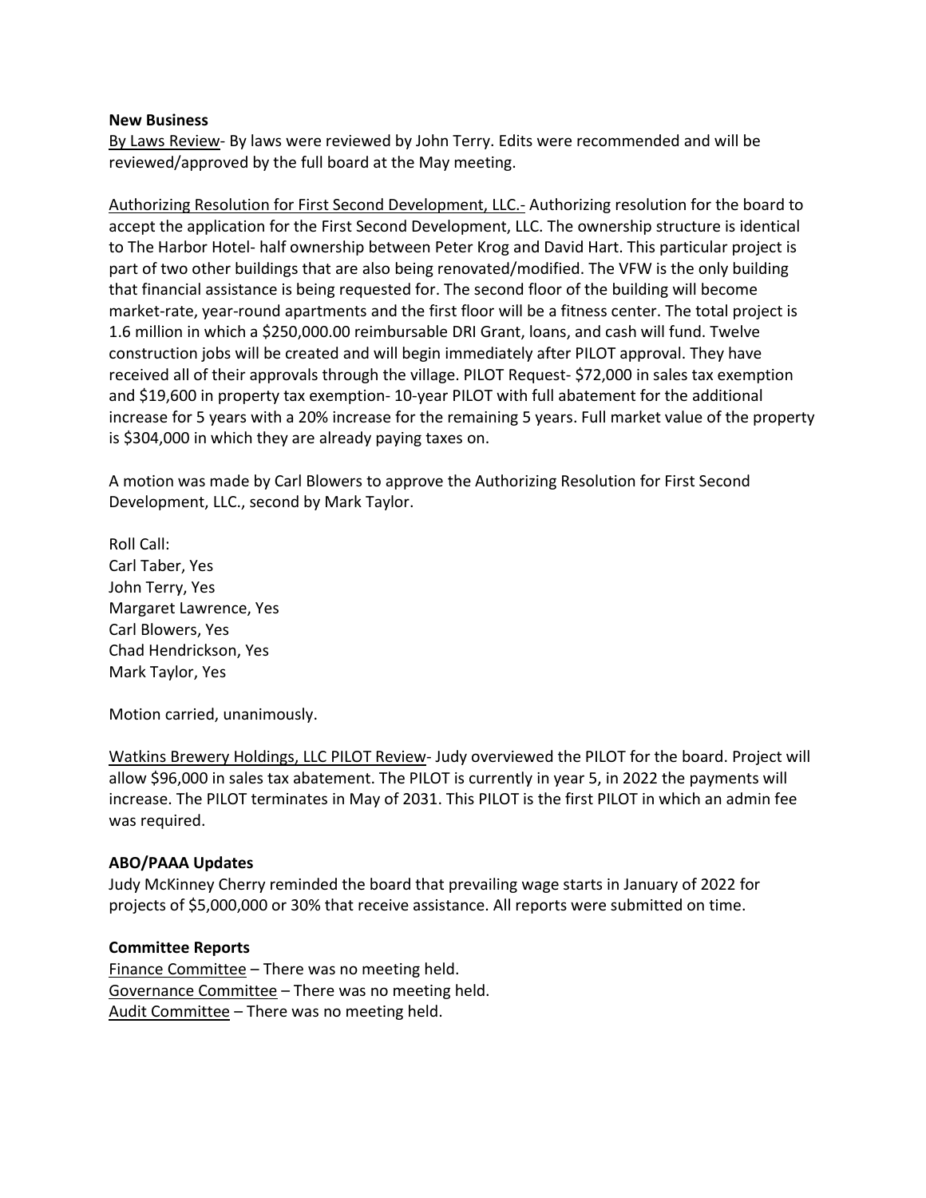**New Business**

By Laws Review- By laws were reviewed by John Terry. Edits were recommended and will be reviewed/approved by the full board at the May meeting.

Authorizing Resolution for First Second Development, LLC.- Authorizing resolution for the board to accept the application for the First Second Development, LLC. The ownership structure is identical to The Harbor Hotel- half ownership between Peter Krog and David Hart. This particular project is part of two other buildings that are also being renovated/modified. The VFW is the only building that financial assistance is being requested for. The second floor of the building will become market-rate, year-round apartments and the first floor will be a fitness center. The total project is 1.6 million in which a $250,000.00 reimbursable DRI Grant, loans, and cash will fund. Twelve construction jobs will be created and will begin immediately after PILOT approval. They have received all of their approvals through the village. PILOT Request- $72,000 in sales tax exemption and $19,600 in property tax exemption- 10-year PILOT with full abatement for the additional increase for 5 years with a 20% increase for the remaining 5 years. Full market value of the property is $304,000 in which they are already paying taxes on.

A motion was made by Carl Blowers to approve the Authorizing Resolution for First Second Development, LLC., second by Mark Taylor.

Roll Call:
Carl Taber, Yes
John Terry, Yes
Margaret Lawrence, Yes
Carl Blowers, Yes
Chad Hendrickson, Yes
Mark Taylor, Yes

Motion carried, unanimously.

Watkins Brewery Holdings, LLC PILOT Review- Judy overviewed the PILOT for the board. Project will allow $96,000 in sales tax abatement. The PILOT is currently in year 5, in 2022 the payments will increase. The PILOT terminates in May of 2031. This PILOT is the first PILOT in which an admin fee was required.

**ABO/PAAA Updates**

Judy McKinney Cherry reminded the board that prevailing wage starts in January of 2022 for projects of $5,000,000 or 30% that receive assistance. All reports were submitted on time.

**Committee Reports**

Finance Committee – There was no meeting held.
Governance Committee – There was no meeting held.
Audit Committee – There was no meeting held.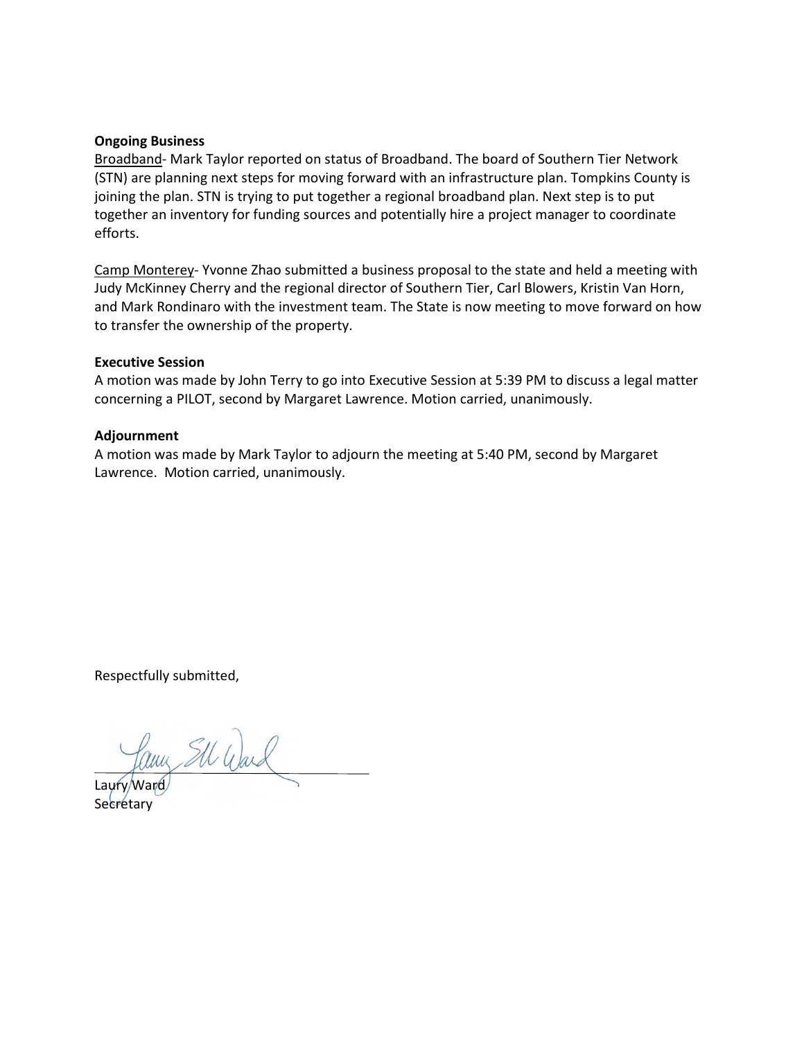**Ongoing Business**

Broadband- Mark Taylor reported on status of Broadband. The board of Southern Tier Network (STN) are planning next steps for moving forward with an infrastructure plan. Tompkins County is joining the plan. STN is trying to put together a regional broadband plan. Next step is to put together an inventory for funding sources and potentially hire a project manager to coordinate efforts.

Camp Monterey- Yvonne Zhao submitted a business proposal to the state and held a meeting with Judy McKinney Cherry and the regional director of Southern Tier, Carl Blowers, Kristin Van Horn, and Mark Rondinaro with the investment team. The State is now meeting to move forward on how to transfer the ownership of the property.

**Executive Session**

A motion was made by John Terry to go into Executive Session at 5:39 PM to discuss a legal matter concerning a PILOT, second by Margaret Lawrence. Motion carried, unanimously.

**Adjournment**

A motion was made by Mark Taylor to adjourn the meeting at 5:40 PM, second by Margaret Lawrence. Motion carried, unanimously.

Respectfully submitted,

Laury Ward
Secretary